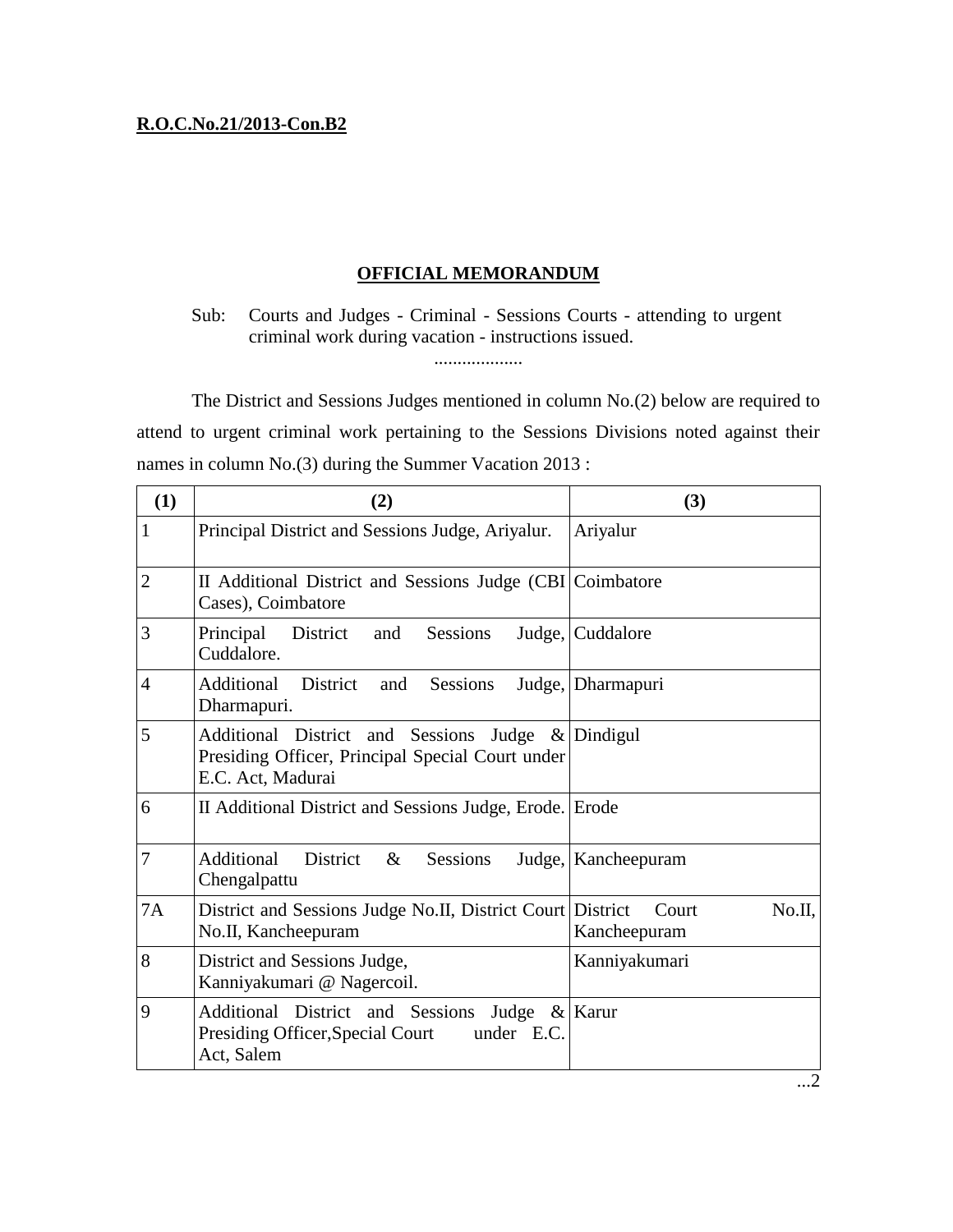**R.O.C.No.21/2013-Con.B2**

# OFFICIAL MEMORANDUM

Sub: Courts and Judges - Criminal - Sessions Courts - attending to urgent criminal work during vacation - instructions issued.

...................

The District and Sessions Judges mentioned in column No.(2) below are required to attend to urgent criminal work pertaining to the Sessions Divisions noted against their names in column No.(3) during the Summer Vacation 2013 :

| (1) | (2) | (3) |
|---|---|---|
| 1 | Principal District and Sessions Judge, Ariyalur. | Ariyalur |
| 2 | II Additional District and Sessions Judge (CBI Cases), Coimbatore | Coimbatore |
| 3 | Principal District and Sessions Judge, Cuddalore. | Cuddalore |
| 4 | Additional District and Sessions Judge, Dharmapuri. | Dharmapuri |
| 5 | Additional District and Sessions Judge & Presiding Officer, Principal Special Court under E.C. Act, Madurai | Dindigul |
| 6 | II Additional District and Sessions Judge, Erode. | Erode |
| 7 | Additional District & Sessions Judge, Chengalpattu | Kancheepuram |
| 7A | District and Sessions Judge No.II, District Court No.II, Kancheepuram | District Court No.II, Kancheepuram |
| 8 | District and Sessions Judge, Kanniyakumari @ Nagercoil. | Kanniyakumari |
| 9 | Additional District and Sessions Judge & Presiding Officer,Special Court under E.C. Act, Salem | Karur |

...2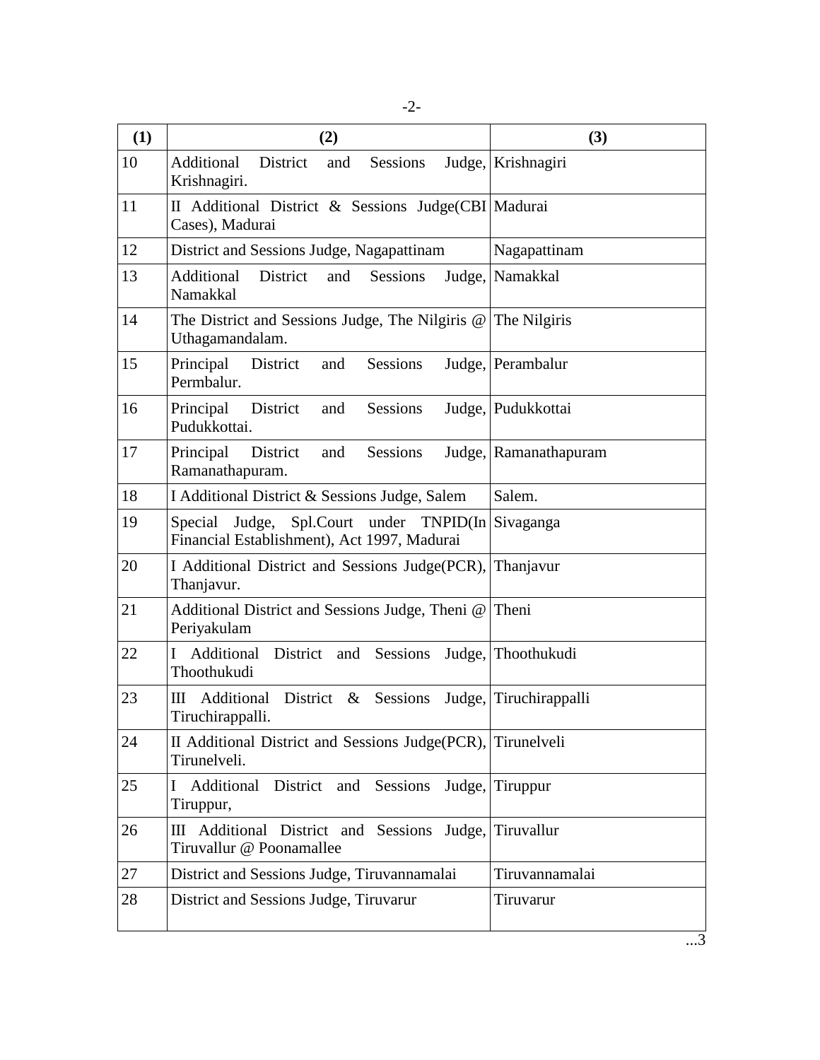| (1) | (2) | (3) |
|---|---|---|
| 10 | Additional District and Sessions Judge, Krishnagiri. | Krishnagiri |
| 11 | II Additional District & Sessions Judge(CBI Cases), Madurai | Madurai |
| 12 | District and Sessions Judge, Nagapattinam | Nagapattinam |
| 13 | Additional District and Sessions Judge, Namakkal | Namakkal |
| 14 | The District and Sessions Judge, The Nilgiris @ Uthagamandalam. | The Nilgiris |
| 15 | Principal District and Sessions Judge, Permbalur. | Perambalur |
| 16 | Principal District and Sessions Judge, Pudukkottai. | Pudukkottai |
| 17 | Principal District and Sessions Judge, Ramanathapuram. | Ramanathapuram |
| 18 | I Additional District & Sessions Judge, Salem | Salem. |
| 19 | Special Judge, Spl.Court under TNPID(In Financial Establishment), Act 1997, Madurai | Sivaganga |
| 20 | I Additional District and Sessions Judge(PCR), Thanjavur. | Thanjavur |
| 21 | Additional District and Sessions Judge, Theni @ Periyakulam | Theni |
| 22 | I Additional District and Sessions Judge, Thoothukudi | Thoothukudi |
| 23 | III Additional District & Sessions Judge, Tiruchirappalli. | Tiruchirappalli |
| 24 | II Additional District and Sessions Judge(PCR), Tirunelveli. | Tirunelveli |
| 25 | I Additional District and Sessions Judge, Tiruppur, | Tiruppur |
| 26 | III Additional District and Sessions Judge, Tiruvallur @ Poonamallee | Tiruvallur |
| 27 | District and Sessions Judge, Tiruvannamalai | Tiruvannamalai |
| 28 | District and Sessions Judge, Tiruvarur | Tiruvarur |

...3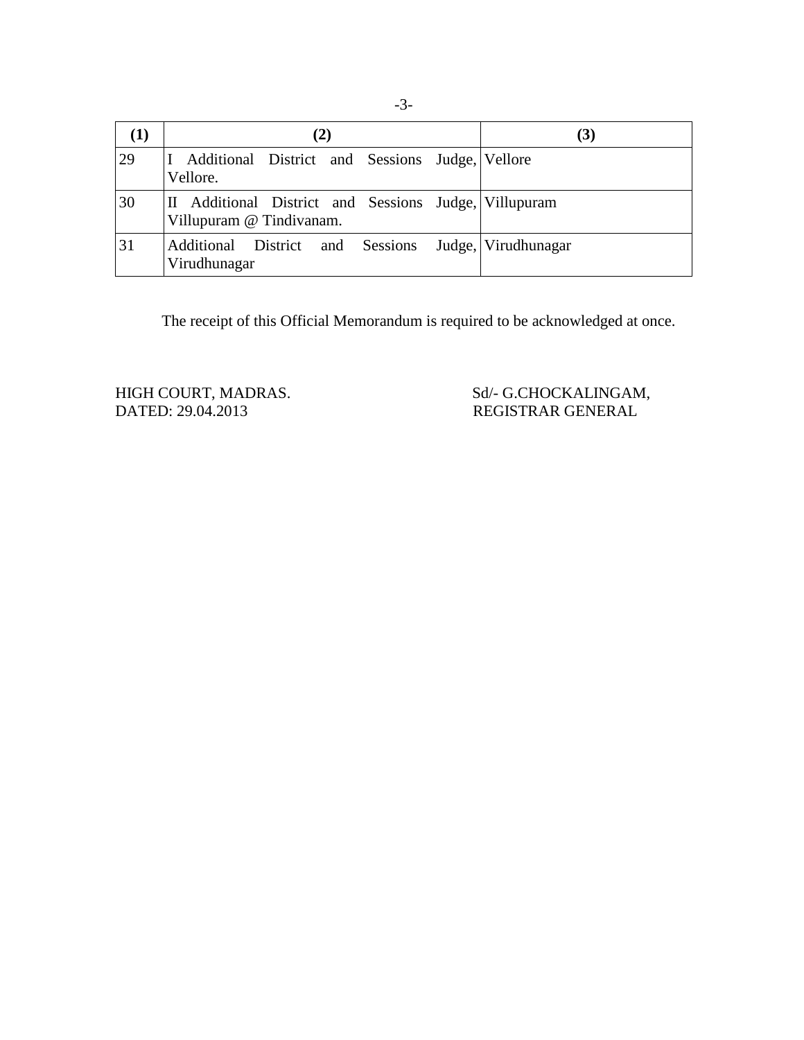| (1) | (2) | (3) |
|---|---|---|
| 29 | I Additional District and Sessions Judge, Vellore. | Vellore |
| 30 | II Additional District and Sessions Judge, Villupuram @ Tindivanam. | Villupuram |
| 31 | Additional District and Sessions Judge, Virudhunagar | Virudhunagar |

The receipt of this Official Memorandum is required to be acknowledged at once.

HIGH COURT, MADRAS.
DATED: 29.04.2013

Sd/- G.CHOCKALINGAM,
REGISTRAR GENERAL